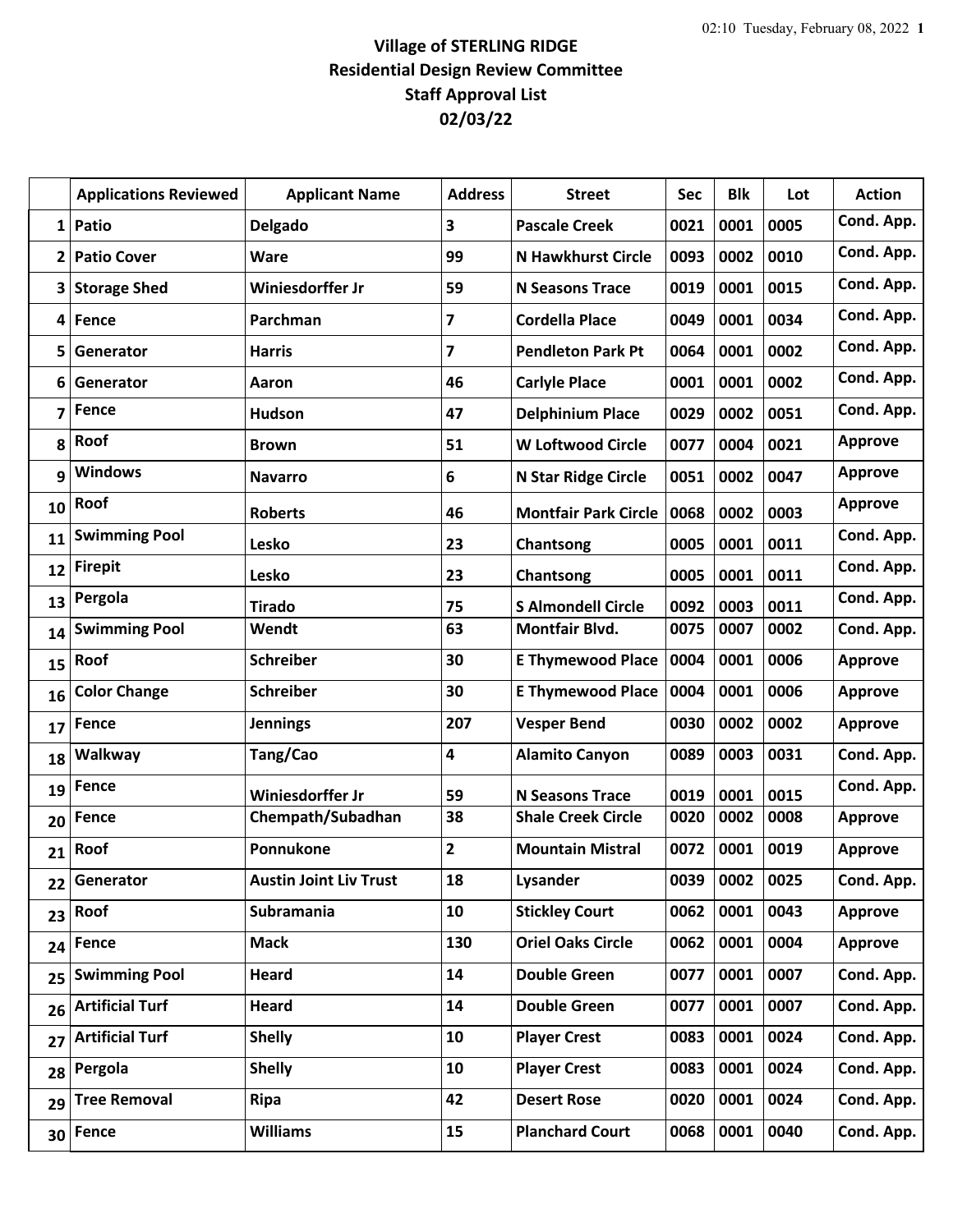**Village of STERLING RIDGE**
**Residential Design Review Committee**
**Staff Approval List**
**02/03/22**

| | Applications Reviewed | Applicant Name | Address | Street | Sec | Blk | Lot | Action |
|---|---|---|---|---|---|---|---|---|
| 1 | Patio | Delgado | 3 | Pascale Creek | 0021 | 0001 | 0005 | Cond. App. |
| 2 | Patio Cover | Ware | 99 | N Hawkhurst Circle | 0093 | 0002 | 0010 | Cond. App. |
| 3 | Storage Shed | Winiesdorffer Jr | 59 | N Seasons Trace | 0019 | 0001 | 0015 | Cond. App. |
| 4 | Fence | Parchman | 7 | Cordella Place | 0049 | 0001 | 0034 | Cond. App. |
| 5 | Generator | Harris | 7 | Pendleton Park Pt | 0064 | 0001 | 0002 | Cond. App. |
| 6 | Generator | Aaron | 46 | Carlyle Place | 0001 | 0001 | 0002 | Cond. App. |
| 7 | Fence | Hudson | 47 | Delphinium Place | 0029 | 0002 | 0051 | Cond. App. |
| 8 | Roof | Brown | 51 | W Loftwood Circle | 0077 | 0004 | 0021 | Approve |
| 9 | Windows | Navarro | 6 | N Star Ridge Circle | 0051 | 0002 | 0047 | Approve |
| 10 | Roof | Roberts | 46 | Montfair Park Circle | 0068 | 0002 | 0003 | Approve |
| 11 | Swimming Pool | Lesko | 23 | Chantsong | 0005 | 0001 | 0011 | Cond. App. |
| 12 | Firepit | Lesko | 23 | Chantsong | 0005 | 0001 | 0011 | Cond. App. |
| 13 | Pergola | Tirado | 75 | S Almondell Circle | 0092 | 0003 | 0011 | Cond. App. |
| 14 | Swimming Pool | Wendt | 63 | Montfair Blvd. | 0075 | 0007 | 0002 | Cond. App. |
| 15 | Roof | Schreiber | 30 | E Thymewood Place | 0004 | 0001 | 0006 | Approve |
| 16 | Color Change | Schreiber | 30 | E Thymewood Place | 0004 | 0001 | 0006 | Approve |
| 17 | Fence | Jennings | 207 | Vesper Bend | 0030 | 0002 | 0002 | Approve |
| 18 | Walkway | Tang/Cao | 4 | Alamito Canyon | 0089 | 0003 | 0031 | Cond. App. |
| 19 | Fence | Winiesdorffer Jr | 59 | N Seasons Trace | 0019 | 0001 | 0015 | Cond. App. |
| 20 | Fence | Chempath/Subadhan | 38 | Shale Creek Circle | 0020 | 0002 | 0008 | Approve |
| 21 | Roof | Ponnukone | 2 | Mountain Mistral | 0072 | 0001 | 0019 | Approve |
| 22 | Generator | Austin Joint Liv Trust | 18 | Lysander | 0039 | 0002 | 0025 | Cond. App. |
| 23 | Roof | Subramania | 10 | Stickley Court | 0062 | 0001 | 0043 | Approve |
| 24 | Fence | Mack | 130 | Oriel Oaks Circle | 0062 | 0001 | 0004 | Approve |
| 25 | Swimming Pool | Heard | 14 | Double Green | 0077 | 0001 | 0007 | Cond. App. |
| 26 | Artificial Turf | Heard | 14 | Double Green | 0077 | 0001 | 0007 | Cond. App. |
| 27 | Artificial Turf | Shelly | 10 | Player Crest | 0083 | 0001 | 0024 | Cond. App. |
| 28 | Pergola | Shelly | 10 | Player Crest | 0083 | 0001 | 0024 | Cond. App. |
| 29 | Tree Removal | Ripa | 42 | Desert Rose | 0020 | 0001 | 0024 | Cond. App. |
| 30 | Fence | Williams | 15 | Planchard Court | 0068 | 0001 | 0040 | Cond. App. |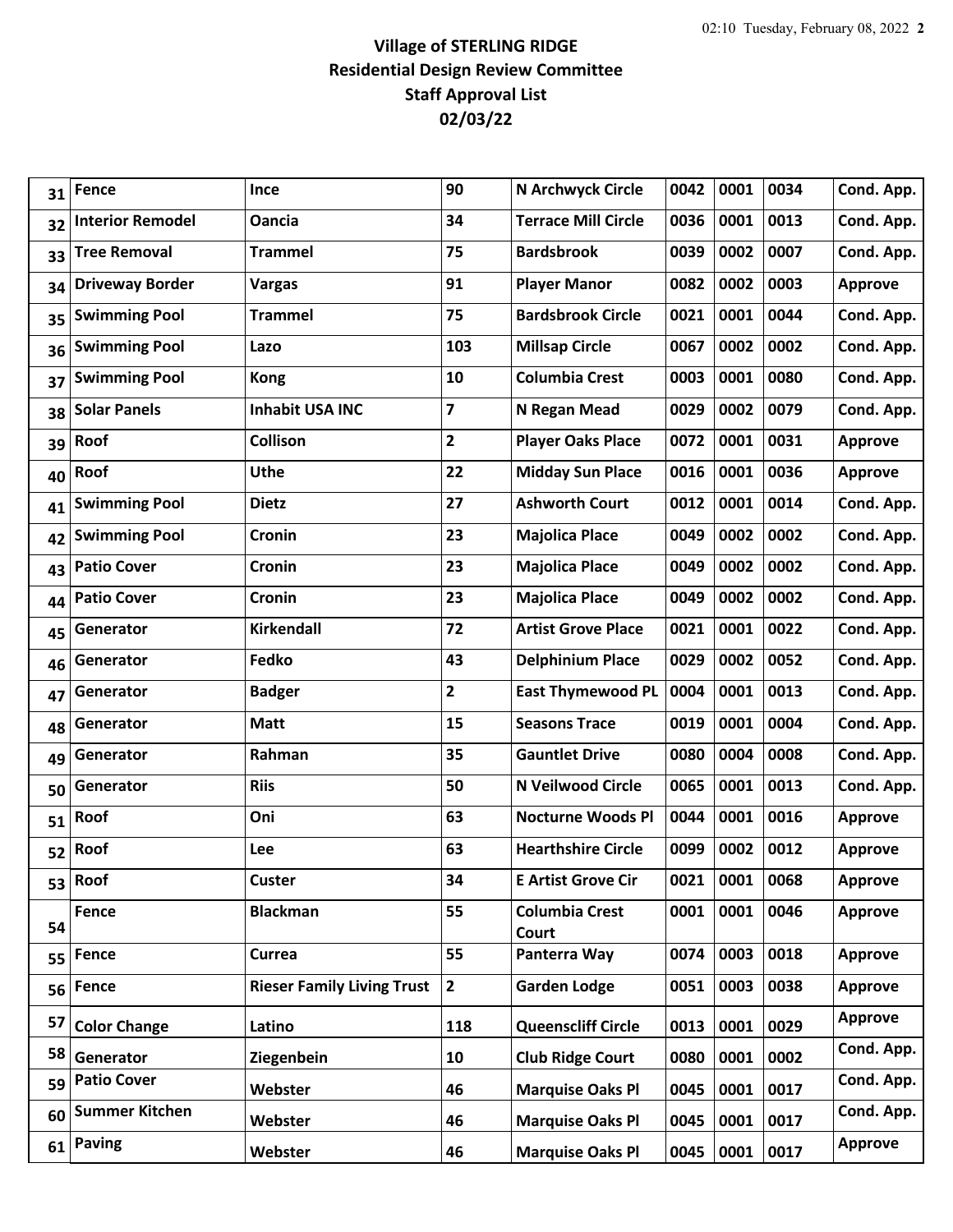**Village of STERLING RIDGE**
**Residential Design Review Committee**
**Staff Approval List**
**02/03/22**

| | | | | | | | | |
|---|---|---|---|---|---|---|---|---|
| 31 | Fence | Ince | 90 | N Archwyck Circle | 0042 | 0001 | 0034 | Cond. App. |
| 32 | Interior Remodel | Oancia | 34 | Terrace Mill Circle | 0036 | 0001 | 0013 | Cond. App. |
| 33 | Tree Removal | Trammel | 75 | Bardsbrook | 0039 | 0002 | 0007 | Cond. App. |
| 34 | Driveway Border | Vargas | 91 | Player Manor | 0082 | 0002 | 0003 | Approve |
| 35 | Swimming Pool | Trammel | 75 | Bardsbrook Circle | 0021 | 0001 | 0044 | Cond. App. |
| 36 | Swimming Pool | Lazo | 103 | Millsap Circle | 0067 | 0002 | 0002 | Cond. App. |
| 37 | Swimming Pool | Kong | 10 | Columbia Crest | 0003 | 0001 | 0080 | Cond. App. |
| 38 | Solar Panels | Inhabit USA INC | 7 | N Regan Mead | 0029 | 0002 | 0079 | Cond. App. |
| 39 | Roof | Collison | 2 | Player Oaks Place | 0072 | 0001 | 0031 | Approve |
| 40 | Roof | Uthe | 22 | Midday Sun Place | 0016 | 0001 | 0036 | Approve |
| 41 | Swimming Pool | Dietz | 27 | Ashworth Court | 0012 | 0001 | 0014 | Cond. App. |
| 42 | Swimming Pool | Cronin | 23 | Majolica Place | 0049 | 0002 | 0002 | Cond. App. |
| 43 | Patio Cover | Cronin | 23 | Majolica Place | 0049 | 0002 | 0002 | Cond. App. |
| 44 | Patio Cover | Cronin | 23 | Majolica Place | 0049 | 0002 | 0002 | Cond. App. |
| 45 | Generator | Kirkendall | 72 | Artist Grove Place | 0021 | 0001 | 0022 | Cond. App. |
| 46 | Generator | Fedko | 43 | Delphinium Place | 0029 | 0002 | 0052 | Cond. App. |
| 47 | Generator | Badger | 2 | East Thymewood PL | 0004 | 0001 | 0013 | Cond. App. |
| 48 | Generator | Matt | 15 | Seasons Trace | 0019 | 0001 | 0004 | Cond. App. |
| 49 | Generator | Rahman | 35 | Gauntlet Drive | 0080 | 0004 | 0008 | Cond. App. |
| 50 | Generator | Riis | 50 | N Veilwood Circle | 0065 | 0001 | 0013 | Cond. App. |
| 51 | Roof | Oni | 63 | Nocturne Woods Pl | 0044 | 0001 | 0016 | Approve |
| 52 | Roof | Lee | 63 | Hearthshire Circle | 0099 | 0002 | 0012 | Approve |
| 53 | Roof | Custer | 34 | E Artist Grove Cir | 0021 | 0001 | 0068 | Approve |
| 54 | Fence | Blackman | 55 | Columbia Crest Court | 0001 | 0001 | 0046 | Approve |
| 55 | Fence | Currea | 55 | Panterra Way | 0074 | 0003 | 0018 | Approve |
| 56 | Fence | Rieser Family Living Trust | 2 | Garden Lodge | 0051 | 0003 | 0038 | Approve |
| 57 | Color Change | Latino | 118 | Queenscliff Circle | 0013 | 0001 | 0029 | Approve |
| 58 | Generator | Ziegenbein | 10 | Club Ridge Court | 0080 | 0001 | 0002 | Cond. App. |
| 59 | Patio Cover | Webster | 46 | Marquise Oaks Pl | 0045 | 0001 | 0017 | Cond. App. |
| 60 | Summer Kitchen | Webster | 46 | Marquise Oaks Pl | 0045 | 0001 | 0017 | Cond. App. |
| 61 | Paving | Webster | 46 | Marquise Oaks Pl | 0045 | 0001 | 0017 | Approve |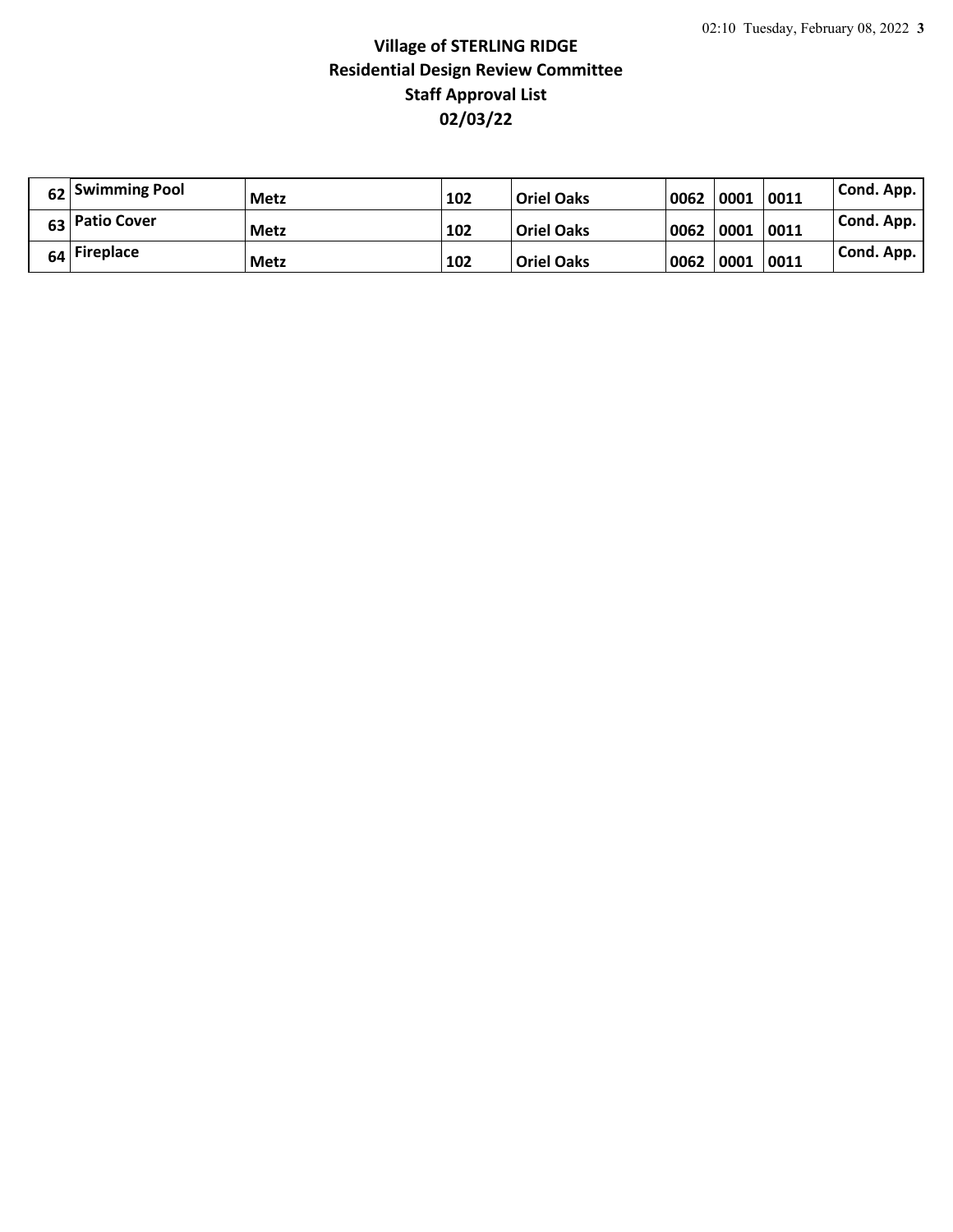**Village of STERLING RIDGE**
**Residential Design Review Committee**
**Staff Approval List**
**02/03/22**

| | | | | | | | | |
|---|---|---|---|---|---|---|---|---|
| 62 | Swimming Pool | Metz | 102 | Oriel Oaks | 0062 | 0001 | 0011 | Cond. App. |
| 63 | Patio Cover | Metz | 102 | Oriel Oaks | 0062 | 0001 | 0011 | Cond. App. |
| 64 | Fireplace | Metz | 102 | Oriel Oaks | 0062 | 0001 | 0011 | Cond. App. |